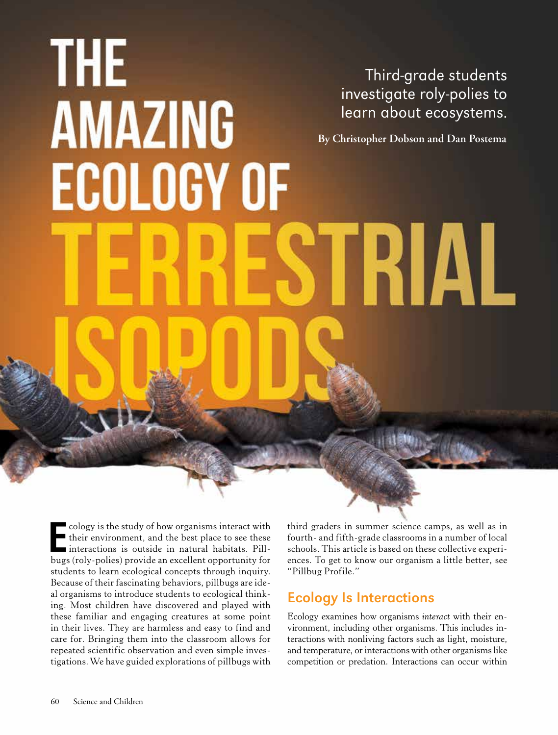# THE AMAZING ECOLOGY OF TERRESTRIAL ISOPODS

Third-grade students investigate roly-polies to learn about ecosystems.

**By Christopher Dobson and Dan Postema**

Ecology is the study of how organisms interact with their environment, and the best place to see these interactions is outside in natural habitats. Pillbugs (roly-polies) provide an excellent opportunity for students to learn ecological concepts through inquiry. Because of their fascinating behaviors, pillbugs are ideal organisms to introduce students to ecological thinking. Most children have discovered and played with these familiar and engaging creatures at some point in their lives. They are harmless and easy to find and care for. Bringing them into the classroom allows for repeated scientific observation and even simple investigations. We have guided explorations of pillbugs with third graders in summer science camps, as well as in fourth- and fifth-grade classrooms in a number of local schools. This article is based on these collective experiences. To get to know our organism a little better, see "Pillbug Profile."

## Ecology Is Interactions

Ecology examines how organisms *interact* with their environment, including other organisms. This includes interactions with nonliving factors such as light, moisture, and temperature, or interactions with other organisms like competition or predation. Interactions can occur within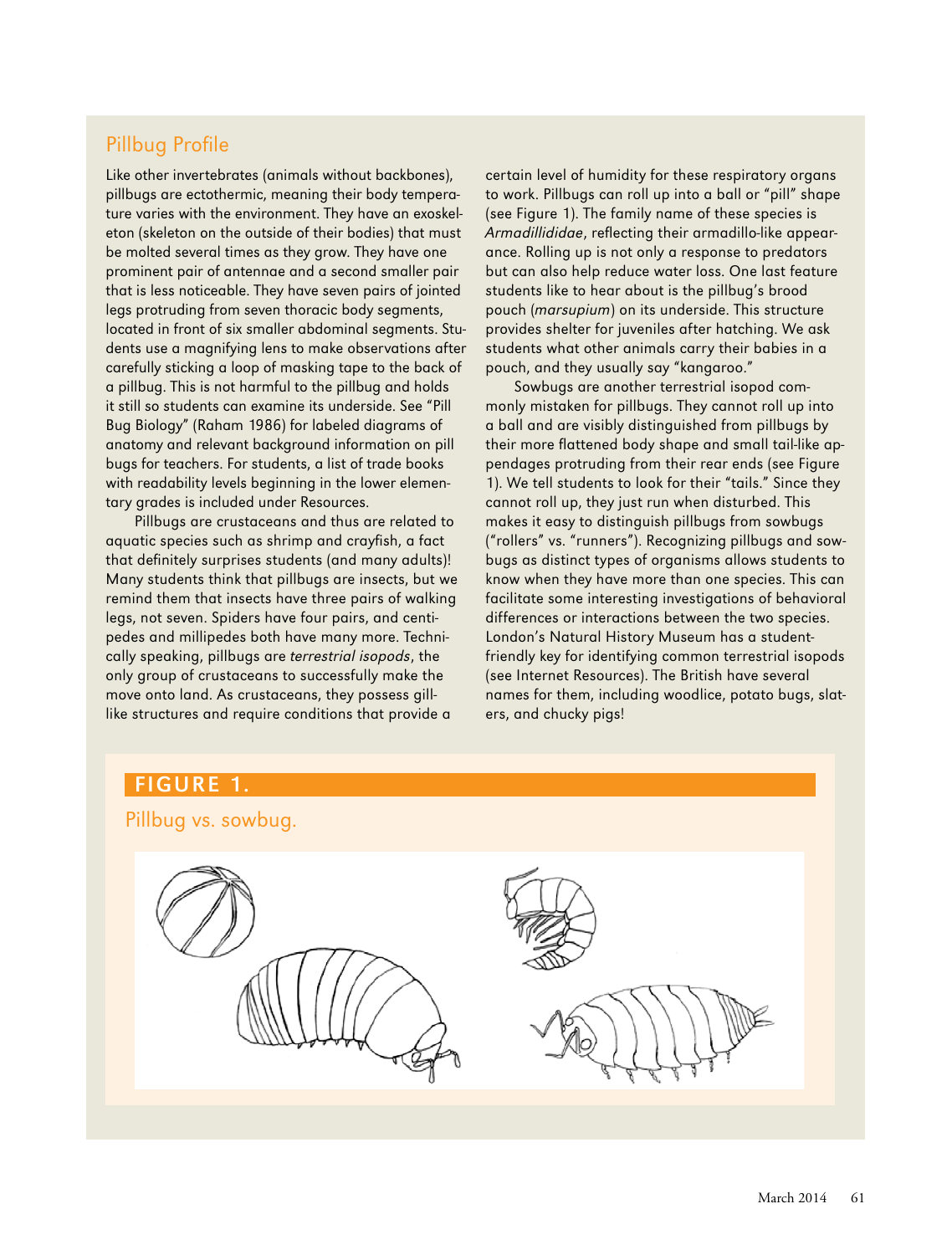## Pillbug Profile

Like other invertebrates (animals without backbones), pillbugs are ectothermic, meaning their body temperature varies with the environment. They have an exoskeleton (skeleton on the outside of their bodies) that must be molted several times as they grow. They have one prominent pair of antennae and a second smaller pair that is less noticeable. They have seven pairs of jointed legs protruding from seven thoracic body segments, located in front of six smaller abdominal segments. Students use a magnifying lens to make observations after carefully sticking a loop of masking tape to the back of a pillbug. This is not harmful to the pillbug and holds it still so students can examine its underside. See "Pill Bug Biology" (Raham 1986) for labeled diagrams of anatomy and relevant background information on pill bugs for teachers. For students, a list of trade books with readability levels beginning in the lower elementary grades is included under Resources.

Pillbugs are crustaceans and thus are related to aquatic species such as shrimp and crayfish, a fact that definitely surprises students (and many adults)! Many students think that pillbugs are insects, but we remind them that insects have three pairs of walking legs, not seven. Spiders have four pairs, and centipedes and millipedes both have many more. Technically speaking, pillbugs are *terrestrial isopods*, the only group of crustaceans to successfully make the move onto land. As crustaceans, they possess gill-like structures and require conditions that provide a certain level of humidity for these respiratory organs to work. Pillbugs can roll up into a ball or "pill" shape (see Figure 1). The family name of these species is *Armadillididae*, reflecting their armadillo-like appearance. Rolling up is not only a response to predators but can also help reduce water loss. One last feature students like to hear about is the pillbug's brood pouch (*marsupium*) on its underside. This structure provides shelter for juveniles after hatching. We ask students what other animals carry their babies in a pouch, and they usually say "kangaroo."

Sowbugs are another terrestrial isopod commonly mistaken for pillbugs. They cannot roll up into a ball and are visibly distinguished from pillbugs by their more flattened body shape and small tail-like appendages protruding from their rear ends (see Figure 1). We tell students to look for their "tails." Since they cannot roll up, they just run when disturbed. This makes it easy to distinguish pillbugs from sowbugs ("rollers" vs. "runners"). Recognizing pillbugs and sowbugs as distinct types of organisms allows students to know when they have more than one species. This can facilitate some interesting investigations of behavioral differences or interactions between the two species. London's Natural History Museum has a student-friendly key for identifying common terrestrial isopods (see Internet Resources). The British have several names for them, including woodlice, potato bugs, slaters, and chucky pigs!

**FIGURE 1.**

Pillbug vs. sowbug.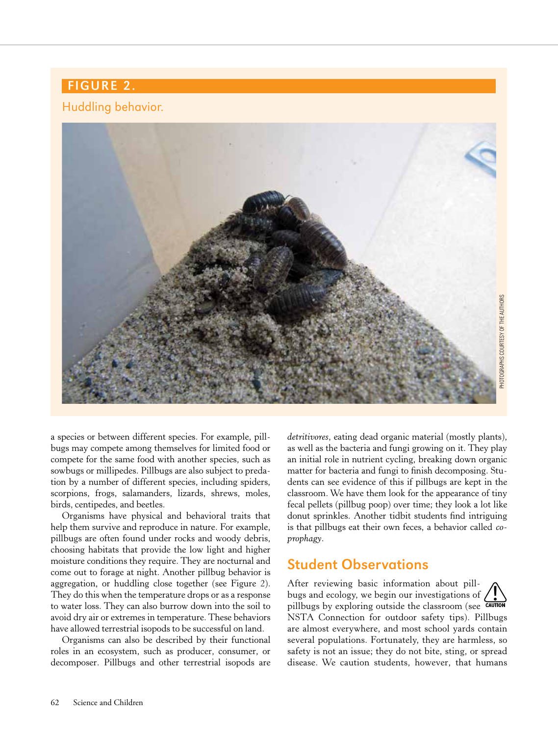**FIGURE 2.**

Huddling behavior.

PHOTOGRAPHS COURTESY OF THE AUTHORS

a species or between different species. For example, pillbugs may compete among themselves for limited food or compete for the same food with another species, such as sowbugs or millipedes. Pillbugs are also subject to predation by a number of different species, including spiders, scorpions, frogs, salamanders, lizards, shrews, moles, birds, centipedes, and beetles.

Organisms have physical and behavioral traits that help them survive and reproduce in nature. For example, pillbugs are often found under rocks and woody debris, choosing habitats that provide the low light and higher moisture conditions they require. They are nocturnal and come out to forage at night. Another pillbug behavior is aggregation, or huddling close together (see Figure 2). They do this when the temperature drops or as a response to water loss. They can also burrow down into the soil to avoid dry air or extremes in temperature. These behaviors have allowed terrestrial isopods to be successful on land.

Organisms can also be described by their functional roles in an ecosystem, such as producer, consumer, or decomposer. Pillbugs and other terrestrial isopods are *detritivores*, eating dead organic material (mostly plants), as well as the bacteria and fungi growing on it. They play an initial role in nutrient cycling, breaking down organic matter for bacteria and fungi to finish decomposing. Students can see evidence of this if pillbugs are kept in the classroom. We have them look for the appearance of tiny fecal pellets (pillbug poop) over time; they look a lot like donut sprinkles. Another tidbit students find intriguing is that pillbugs eat their own feces, a behavior called *coprophagy*.

## Student Observations

After reviewing basic information about pillbugs and ecology, we begin our investigations of pillbugs by exploring outside the classroom (see NSTA Connection for outdoor safety tips). Pillbugs are almost everywhere, and most school yards contain several populations. Fortunately, they are harmless, so safety is not an issue; they do not bite, sting, or spread disease. We caution students, however, that humans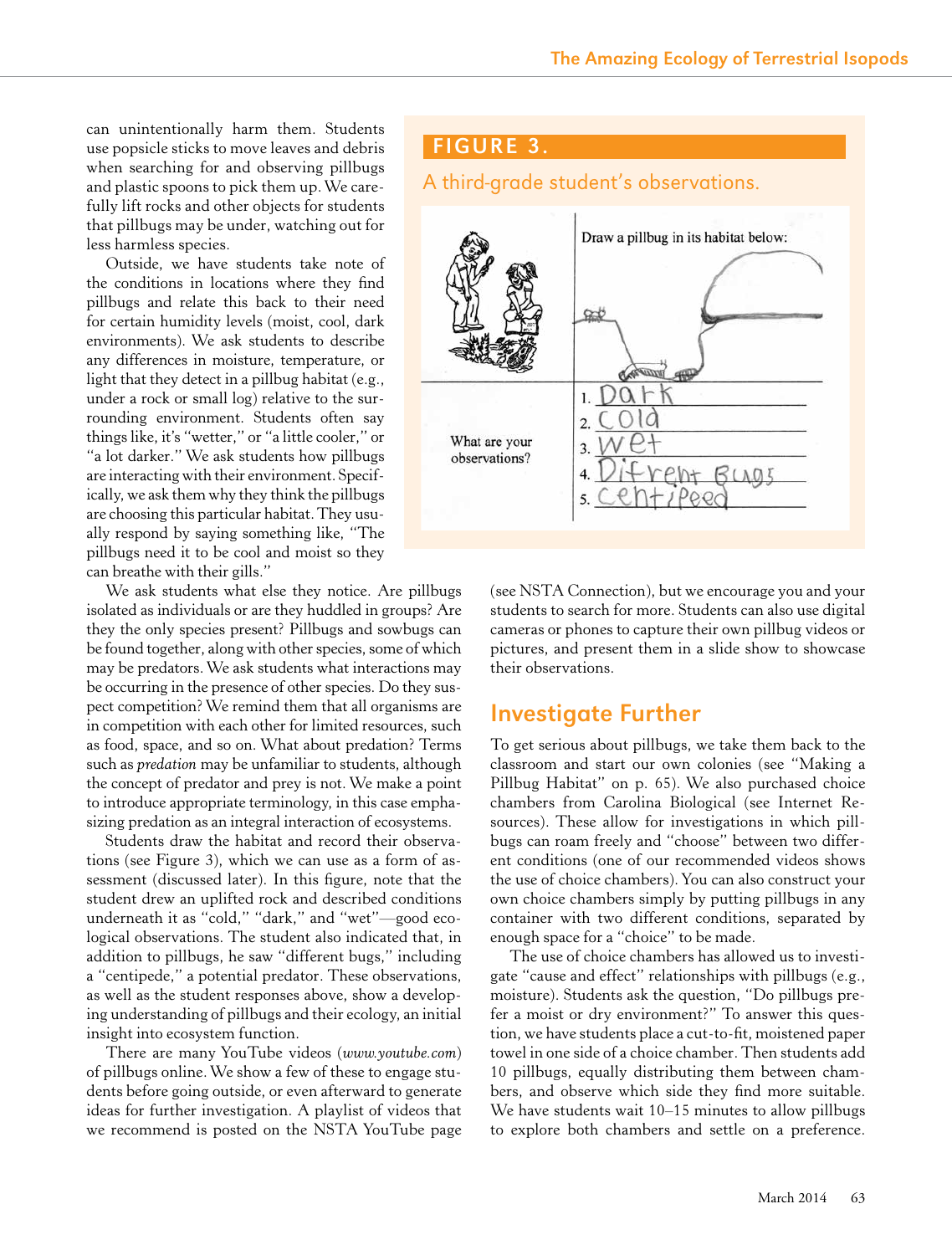can unintentionally harm them. Students use popsicle sticks to move leaves and debris when searching for and observing pillbugs and plastic spoons to pick them up. We carefully lift rocks and other objects for students that pillbugs may be under, watching out for less harmless species.

Outside, we have students take note of the conditions in locations where they find pillbugs and relate this back to their need for certain humidity levels (moist, cool, dark environments). We ask students to describe any differences in moisture, temperature, or light that they detect in a pillbug habitat (e.g., under a rock or small log) relative to the surrounding environment. Students often say things like, it's "wetter," or "a little cooler," or "a lot darker." We ask students how pillbugs are interacting with their environment. Specifically, we ask them why they think the pillbugs are choosing this particular habitat. They usually respond by saying something like, "The pillbugs need it to be cool and moist so they can breathe with their gills."

We ask students what else they notice. Are pillbugs isolated as individuals or are they huddled in groups? Are they the only species present? Pillbugs and sowbugs can be found together, along with other species, some of which may be predators. We ask students what interactions may be occurring in the presence of other species. Do they suspect competition? We remind them that all organisms are in competition with each other for limited resources, such as food, space, and so on. What about predation? Terms such as *predation* may be unfamiliar to students, although the concept of predator and prey is not. We make a point to introduce appropriate terminology, in this case emphasizing predation as an integral interaction of ecosystems.

Students draw the habitat and record their observations (see Figure 3), which we can use as a form of assessment (discussed later). In this figure, note that the student drew an uplifted rock and described conditions underneath it as "cold," "dark," and "wet"—good ecological observations. The student also indicated that, in addition to pillbugs, he saw "different bugs," including a "centipede," a potential predator. These observations, as well as the student responses above, show a developing understanding of pillbugs and their ecology, an initial insight into ecosystem function.

**FIGURE 3.**

A third-grade student's observations.

| | Draw a pillbug in its habitat below: |
|---|---|
| What are your observations? | 1. Dark<br>2. Cold<br>3. Wet<br>4. Difrent Bugs<br>5. Centipeed |

There are many YouTube videos (*www.youtube.com*) of pillbugs online. We show a few of these to engage students before going outside, or even afterward to generate ideas for further investigation. A playlist of videos that we recommend is posted on the NSTA YouTube page (see NSTA Connection), but we encourage you and your students to search for more. Students can also use digital cameras or phones to capture their own pillbug videos or pictures, and present them in a slide show to showcase their observations.

## Investigate Further

To get serious about pillbugs, we take them back to the classroom and start our own colonies (see "Making a Pillbug Habitat" on p. 65). We also purchased choice chambers from Carolina Biological (see Internet Resources). These allow for investigations in which pillbugs can roam freely and "choose" between two different conditions (one of our recommended videos shows the use of choice chambers). You can also construct your own choice chambers simply by putting pillbugs in any container with two different conditions, separated by enough space for a "choice" to be made.

The use of choice chambers has allowed us to investigate "cause and effect" relationships with pillbugs (e.g., moisture). Students ask the question, "Do pillbugs prefer a moist or dry environment?" To answer this question, we have students place a cut-to-fit, moistened paper towel in one side of a choice chamber. Then students add 10 pillbugs, equally distributing them between chambers, and observe which side they find more suitable. We have students wait 10–15 minutes to allow pillbugs to explore both chambers and settle on a preference.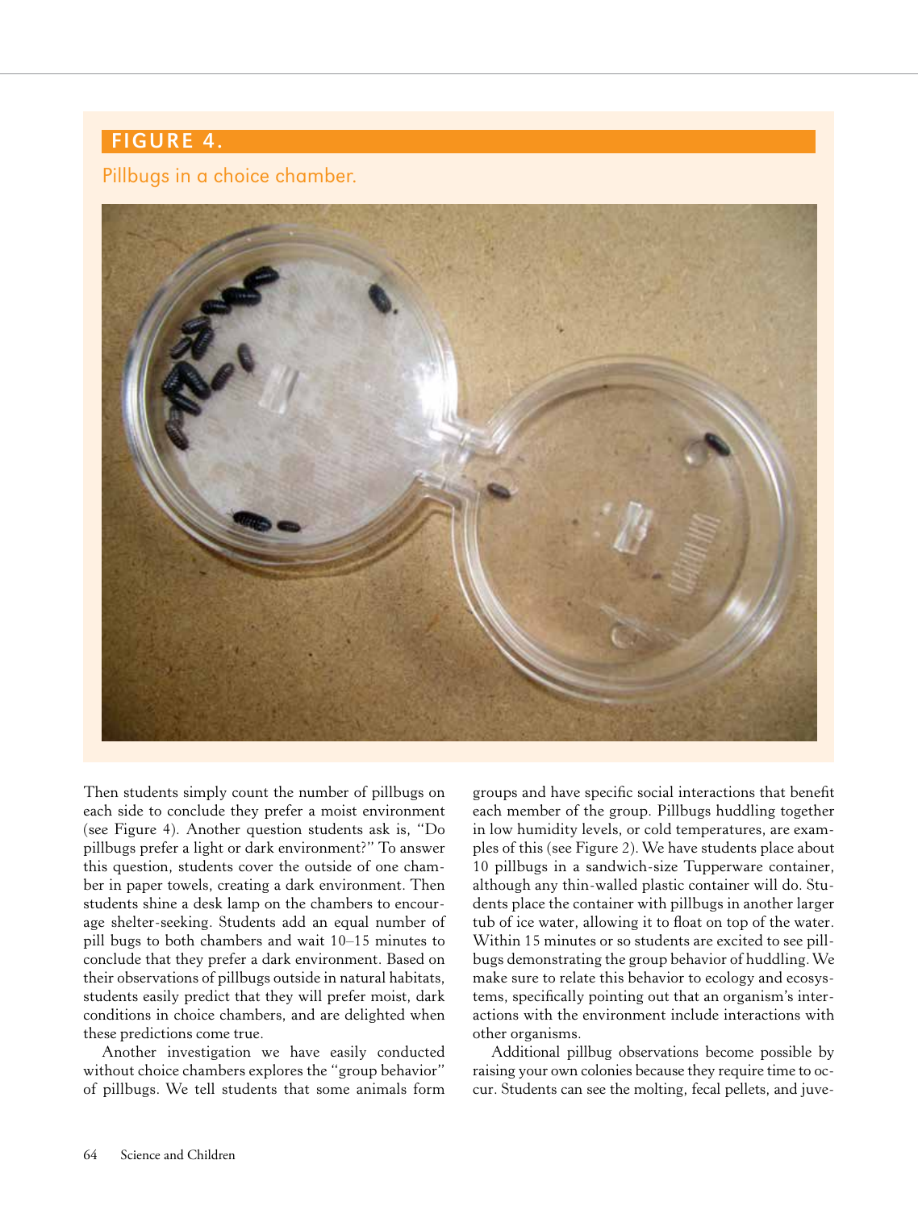**FIGURE 4.**

Pillbugs in a choice chamber.

Then students simply count the number of pillbugs on each side to conclude they prefer a moist environment (see Figure 4). Another question students ask is, "Do pillbugs prefer a light or dark environment?" To answer this question, students cover the outside of one chamber in paper towels, creating a dark environment. Then students shine a desk lamp on the chambers to encourage shelter-seeking. Students add an equal number of pill bugs to both chambers and wait 10–15 minutes to conclude that they prefer a dark environment. Based on their observations of pillbugs outside in natural habitats, students easily predict that they will prefer moist, dark conditions in choice chambers, and are delighted when these predictions come true.

Another investigation we have easily conducted without choice chambers explores the "group behavior" of pillbugs. We tell students that some animals form groups and have specific social interactions that benefit each member of the group. Pillbugs huddling together in low humidity levels, or cold temperatures, are examples of this (see Figure 2). We have students place about 10 pillbugs in a sandwich-size Tupperware container, although any thin-walled plastic container will do. Students place the container with pillbugs in another larger tub of ice water, allowing it to float on top of the water. Within 15 minutes or so students are excited to see pillbugs demonstrating the group behavior of huddling. We make sure to relate this behavior to ecology and ecosystems, specifically pointing out that an organism's interactions with the environment include interactions with other organisms.

Additional pillbug observations become possible by raising your own colonies because they require time to occur. Students can see the molting, fecal pellets, and juve-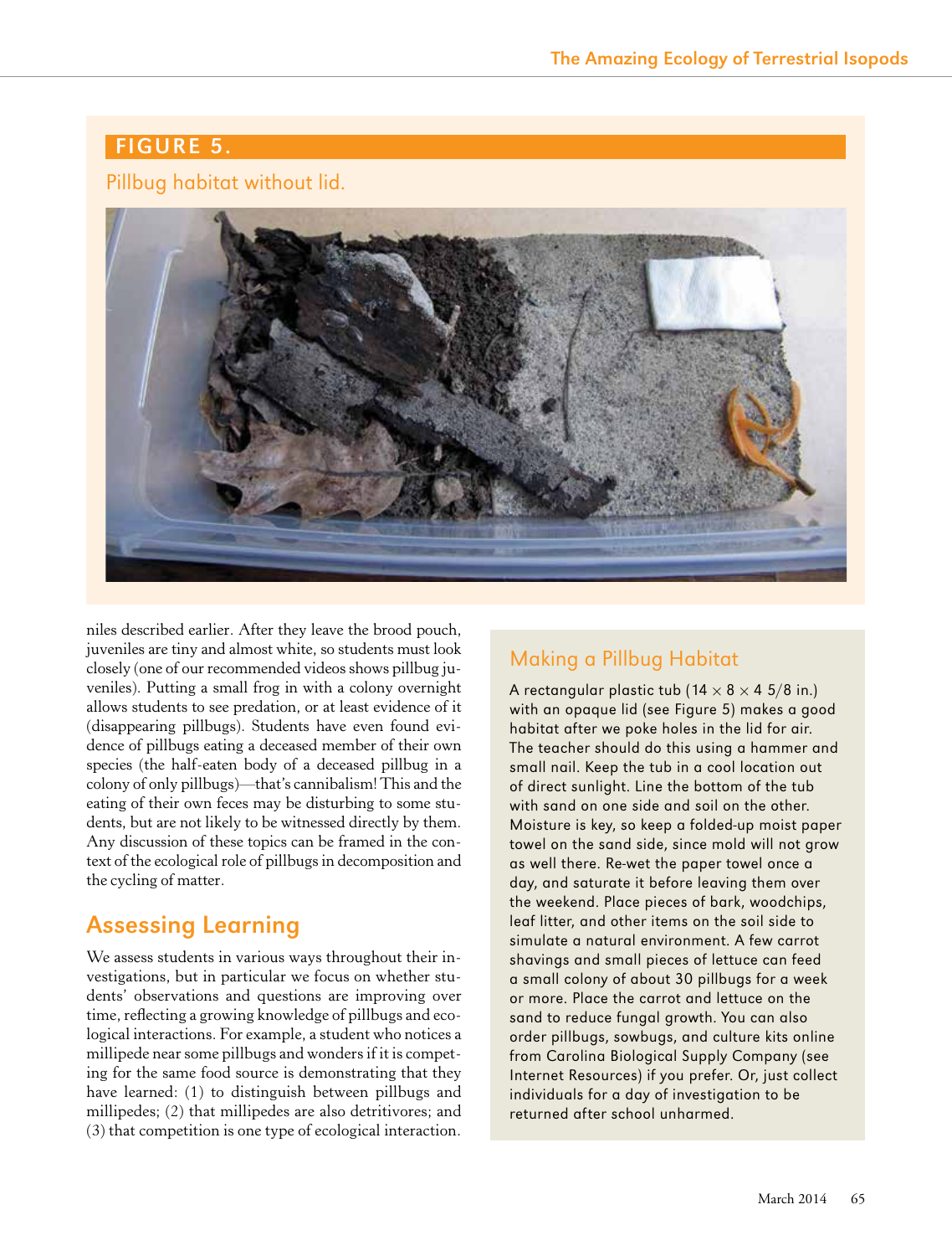**FIGURE 5.**

Pillbug habitat without lid.

niles described earlier. After they leave the brood pouch, juveniles are tiny and almost white, so students must look closely (one of our recommended videos shows pillbug juveniles). Putting a small frog in with a colony overnight allows students to see predation, or at least evidence of it (disappearing pillbugs). Students have even found evidence of pillbugs eating a deceased member of their own species (the half-eaten body of a deceased pillbug in a colony of only pillbugs)—that's cannibalism! This and the eating of their own feces may be disturbing to some students, but are not likely to be witnessed directly by them. Any discussion of these topics can be framed in the context of the ecological role of pillbugs in decomposition and the cycling of matter.

## Assessing Learning

We assess students in various ways throughout their investigations, but in particular we focus on whether students' observations and questions are improving over time, reflecting a growing knowledge of pillbugs and ecological interactions. For example, a student who notices a millipede near some pillbugs and wonders if it is competing for the same food source is demonstrating that they have learned: (1) to distinguish between pillbugs and millipedes; (2) that millipedes are also detritivores; and (3) that competition is one type of ecological interaction.

## Making a Pillbug Habitat

A rectangular plastic tub (14 × 8 × 4 5/8 in.) with an opaque lid (see Figure 5) makes a good habitat after we poke holes in the lid for air. The teacher should do this using a hammer and small nail. Keep the tub in a cool location out of direct sunlight. Line the bottom of the tub with sand on one side and soil on the other. Moisture is key, so keep a folded-up moist paper towel on the sand side, since mold will not grow as well there. Re-wet the paper towel once a day, and saturate it before leaving them over the weekend. Place pieces of bark, woodchips, leaf litter, and other items on the soil side to simulate a natural environment. A few carrot shavings and small pieces of lettuce can feed a small colony of about 30 pillbugs for a week or more. Place the carrot and lettuce on the sand to reduce fungal growth. You can also order pillbugs, sowbugs, and culture kits online from Carolina Biological Supply Company (see Internet Resources) if you prefer. Or, just collect individuals for a day of investigation to be returned after school unharmed.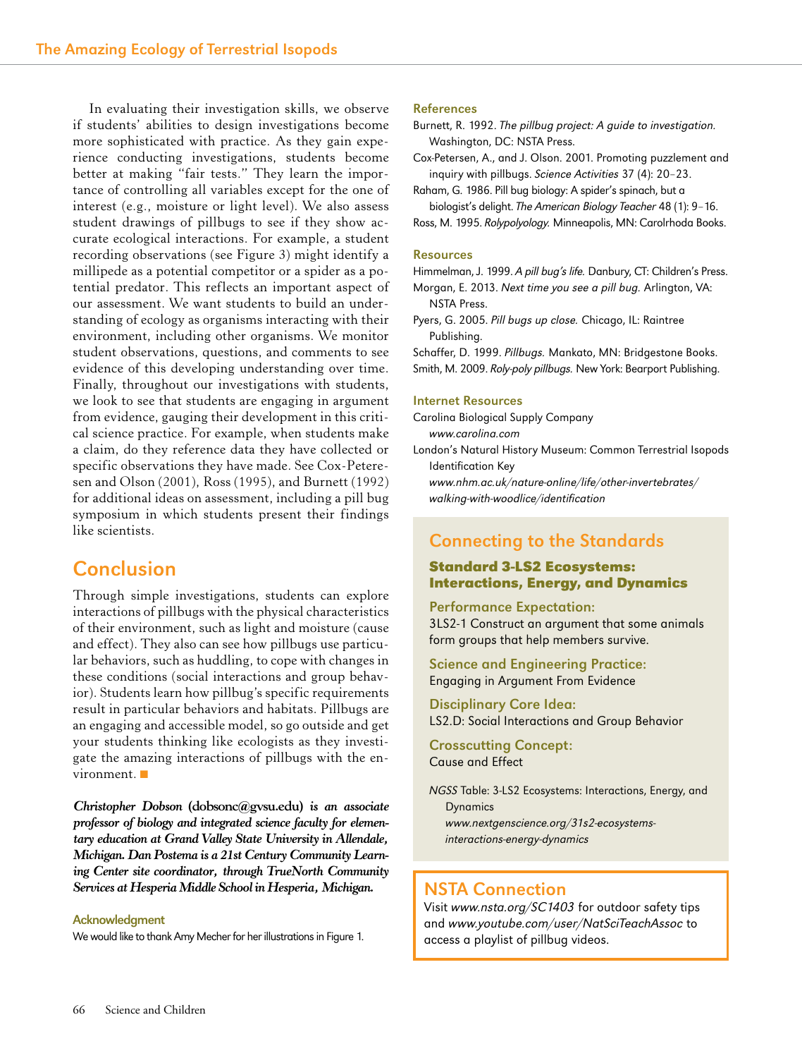In evaluating their investigation skills, we observe if students' abilities to design investigations become more sophisticated with practice. As they gain experience conducting investigations, students become better at making "fair tests." They learn the importance of controlling all variables except for the one of interest (e.g., moisture or light level). We also assess student drawings of pillbugs to see if they show accurate ecological interactions. For example, a student recording observations (see Figure 3) might identify a millipede as a potential competitor or a spider as a potential predator. This reflects an important aspect of our assessment. We want students to build an understanding of ecology as organisms interacting with their environment, including other organisms. We monitor student observations, questions, and comments to see evidence of this developing understanding over time. Finally, throughout our investigations with students, we look to see that students are engaging in argument from evidence, gauging their development in this critical science practice. For example, when students make a claim, do they reference data they have collected or specific observations they have made. See Cox-Peteresen and Olson (2001), Ross (1995), and Burnett (1992) for additional ideas on assessment, including a pill bug symposium in which students present their findings like scientists.

## Conclusion

Through simple investigations, students can explore interactions of pillbugs with the physical characteristics of their environment, such as light and moisture (cause and effect). They also can see how pillbugs use particular behaviors, such as huddling, to cope with changes in these conditions (social interactions and group behavior). Students learn how pillbug's specific requirements result in particular behaviors and habitats. Pillbugs are an engaging and accessible model, so go outside and get your students thinking like ecologists as they investigate the amazing interactions of pillbugs with the environment. ■

***Christopher Dobson** (dobsonc@gvsu.edu) is an associate professor of biology and integrated science faculty for elementary education at Grand Valley State University in Allendale, Michigan. **Dan Postema** is a 21st Century Community Learning Center site coordinator, through TrueNorth Community Services at Hesperia Middle School in Hesperia, Michigan.*

### Acknowledgment

We would like to thank Amy Mecher for her illustrations in Figure 1.

### References

Burnett, R. 1992. *The pillbug project: A guide to investigation.* Washington, DC: NSTA Press.

Cox-Petersen, A., and J. Olson. 2001. Promoting puzzlement and inquiry with pillbugs. *Science Activities* 37 (4): 20–23.

Raham, G. 1986. Pill bug biology: A spider's spinach, but a biologist's delight. *The American Biology Teacher* 48 (1): 9–16.

Ross, M. 1995. *Rolypolyology.* Minneapolis, MN: Carolrhoda Books.

### Resources

Himmelman, J. 1999. *A pill bug's life.* Danbury, CT: Children's Press.

Morgan, E. 2013. *Next time you see a pill bug.* Arlington, VA: NSTA Press.

Pyers, G. 2005. *Pill bugs up close.* Chicago, IL: Raintree Publishing.

Schaffer, D. 1999. *Pillbugs.* Mankato, MN: Bridgestone Books.

Smith, M. 2009. *Roly-poly pillbugs.* New York: Bearport Publishing.

### Internet Resources

Carolina Biological Supply Company
*www.carolina.com*

London's Natural History Museum: Common Terrestrial Isopods Identification Key
*www.nhm.ac.uk/nature-online/life/other-invertebrates/walking-with-woodlice/identification*

## Connecting to the Standards

### Standard 3-LS2 Ecosystems: Interactions, Energy, and Dynamics

**Performance Expectation:**
3LS2-1 Construct an argument that some animals form groups that help members survive.

**Science and Engineering Practice:**
Engaging in Argument From Evidence

**Disciplinary Core Idea:**
LS2.D: Social Interactions and Group Behavior

**Crosscutting Concept:**
Cause and Effect

*NGSS* Table: 3-LS2 Ecosystems: Interactions, Energy, and Dynamics
*www.nextgenscience.org/31s2-ecosystems-interactions-energy-dynamics*

## NSTA Connection

Visit *www.nsta.org/SC1403* for outdoor safety tips and *www.youtube.com/user/NatSciTeachAssoc* to access a playlist of pillbug videos.